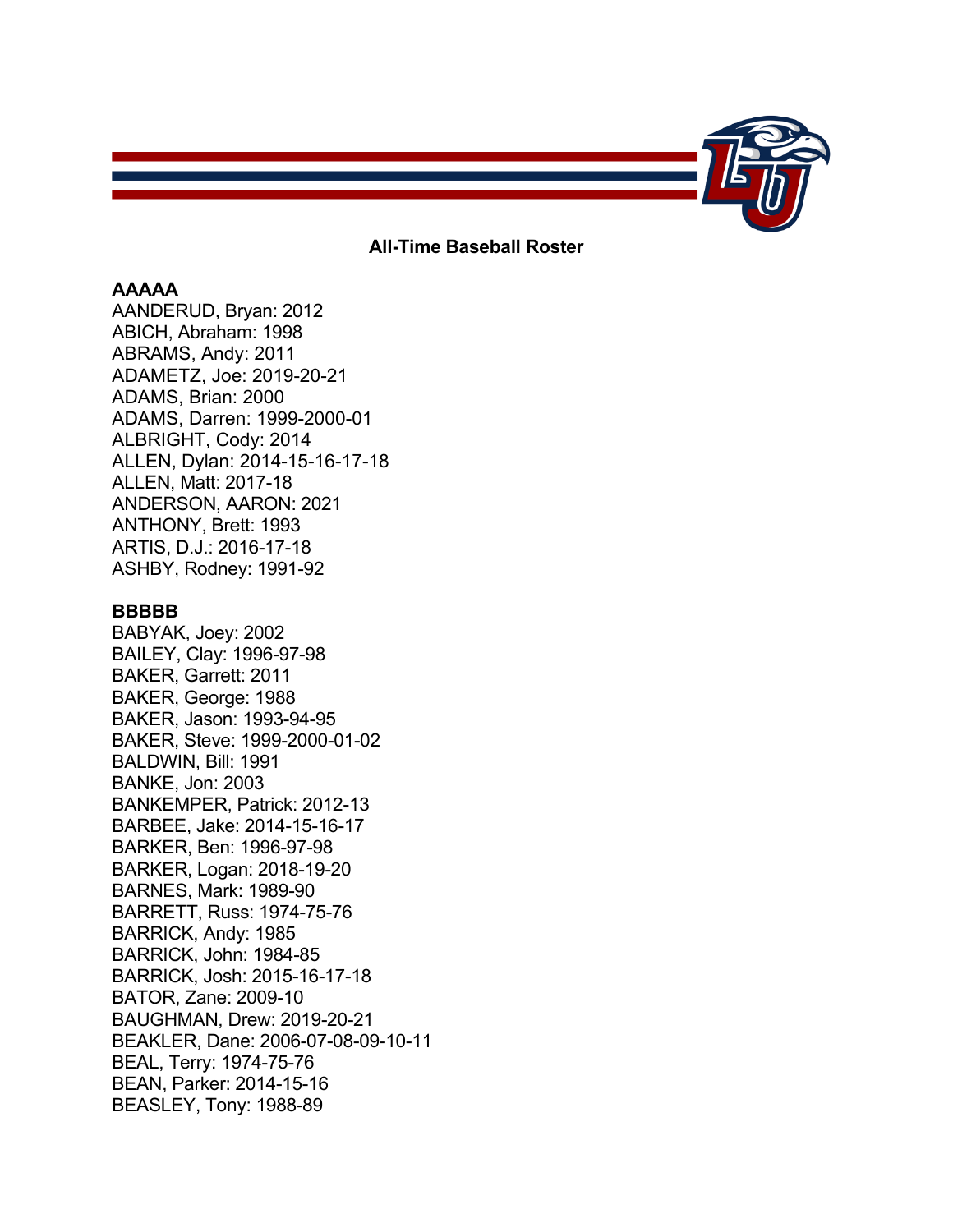# All-Time Baseball Roster

**AAAAA**

AANDERUD, Bryan: 2012
ABICH, Abraham: 1998
ABRAMS, Andy: 2011
ADAMETZ, Joe: 2019-20-21
ADAMS, Brian: 2000
ADAMS, Darren: 1999-2000-01
ALBRIGHT, Cody: 2014
ALLEN, Dylan: 2014-15-16-17-18
ALLEN, Matt: 2017-18
ANDERSON, AARON: 2021
ANTHONY, Brett: 1993
ARTIS, D.J.: 2016-17-18
ASHBY, Rodney: 1991-92

**BBBBB**

BABYAK, Joey: 2002
BAILEY, Clay: 1996-97-98
BAKER, Garrett: 2011
BAKER, George: 1988
BAKER, Jason: 1993-94-95
BAKER, Steve: 1999-2000-01-02
BALDWIN, Bill: 1991
BANKE, Jon: 2003
BANKEMPER, Patrick: 2012-13
BARBEE, Jake: 2014-15-16-17
BARKER, Ben: 1996-97-98
BARKER, Logan: 2018-19-20
BARNES, Mark: 1989-90
BARRETT, Russ: 1974-75-76
BARRICK, Andy: 1985
BARRICK, John: 1984-85
BARRICK, Josh: 2015-16-17-18
BATOR, Zane: 2009-10
BAUGHMAN, Drew: 2019-20-21
BEAKLER, Dane: 2006-07-08-09-10-11
BEAL, Terry: 1974-75-76
BEAN, Parker: 2014-15-16
BEASLEY, Tony: 1988-89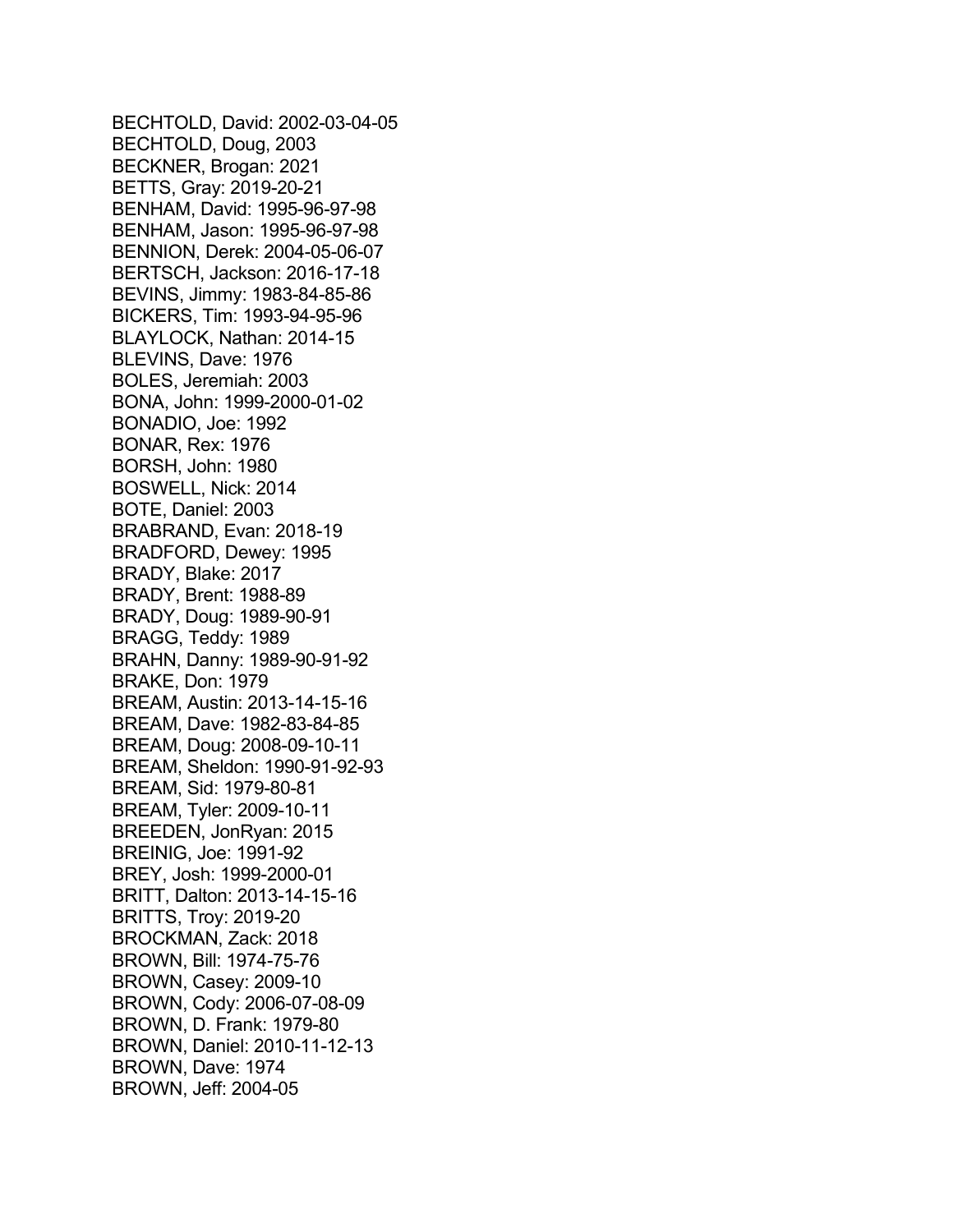BECHTOLD, David: 2002-03-04-05
BECHTOLD, Doug, 2003
BECKNER, Brogan: 2021
BETTS, Gray: 2019-20-21
BENHAM, David: 1995-96-97-98
BENHAM, Jason: 1995-96-97-98
BENNION, Derek: 2004-05-06-07
BERTSCH, Jackson: 2016-17-18
BEVINS, Jimmy: 1983-84-85-86
BICKERS, Tim: 1993-94-95-96
BLAYLOCK, Nathan: 2014-15
BLEVINS, Dave: 1976
BOLES, Jeremiah: 2003
BONA, John: 1999-2000-01-02
BONADIO, Joe: 1992
BONAR, Rex: 1976
BORSH, John: 1980
BOSWELL, Nick: 2014
BOTE, Daniel: 2003
BRABRAND, Evan: 2018-19
BRADFORD, Dewey: 1995
BRADY, Blake: 2017
BRADY, Brent: 1988-89
BRADY, Doug: 1989-90-91
BRAGG, Teddy: 1989
BRAHN, Danny: 1989-90-91-92
BRAKE, Don: 1979
BREAM, Austin: 2013-14-15-16
BREAM, Dave: 1982-83-84-85
BREAM, Doug: 2008-09-10-11
BREAM, Sheldon: 1990-91-92-93
BREAM, Sid: 1979-80-81
BREAM, Tyler: 2009-10-11
BREEDEN, JonRyan: 2015
BREINIG, Joe: 1991-92
BREY, Josh: 1999-2000-01
BRITT, Dalton: 2013-14-15-16
BRITTS, Troy: 2019-20
BROCKMAN, Zack: 2018
BROWN, Bill: 1974-75-76
BROWN, Casey: 2009-10
BROWN, Cody: 2006-07-08-09
BROWN, D. Frank: 1979-80
BROWN, Daniel: 2010-11-12-13
BROWN, Dave: 1974
BROWN, Jeff: 2004-05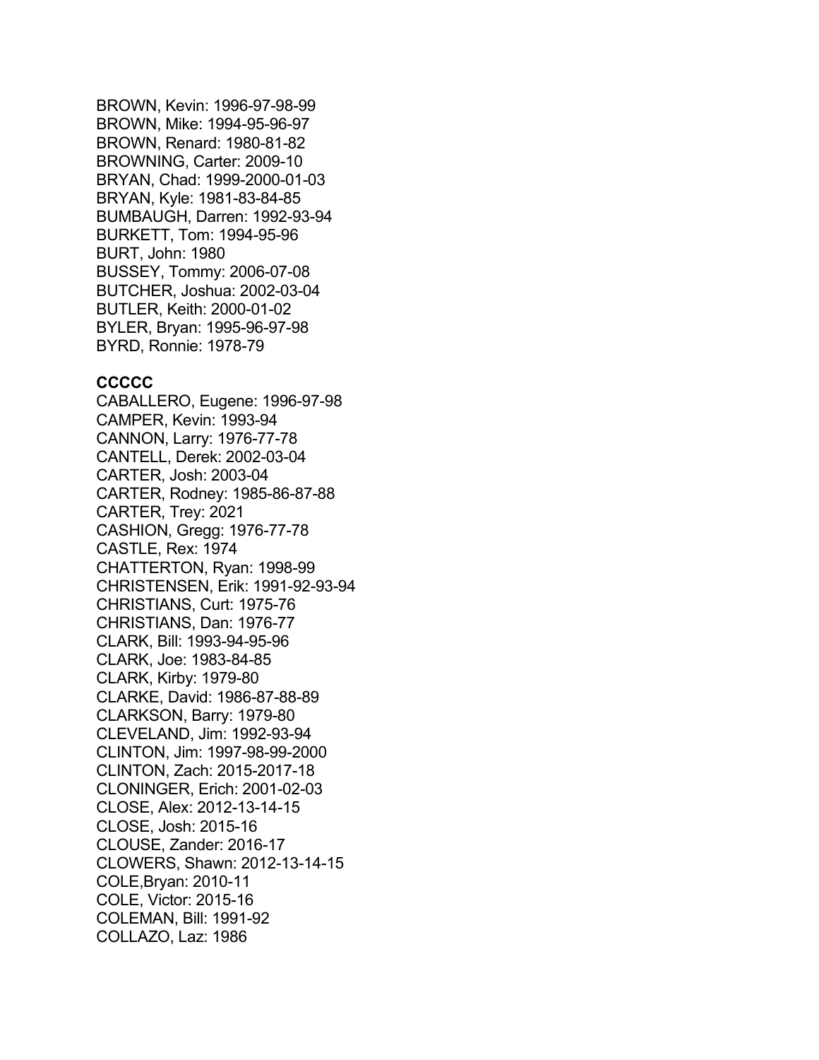BROWN, Kevin: 1996-97-98-99
BROWN, Mike: 1994-95-96-97
BROWN, Renard: 1980-81-82
BROWNING, Carter: 2009-10
BRYAN, Chad: 1999-2000-01-03
BRYAN, Kyle: 1981-83-84-85
BUMBAUGH, Darren: 1992-93-94
BURKETT, Tom: 1994-95-96
BURT, John: 1980
BUSSEY, Tommy: 2006-07-08
BUTCHER, Joshua: 2002-03-04
BUTLER, Keith: 2000-01-02
BYLER, Bryan: 1995-96-97-98
BYRD, Ronnie: 1978-79

**CCCCC**

CABALLERO, Eugene: 1996-97-98
CAMPER, Kevin: 1993-94
CANNON, Larry: 1976-77-78
CANTELL, Derek: 2002-03-04
CARTER, Josh: 2003-04
CARTER, Rodney: 1985-86-87-88
CARTER, Trey: 2021
CASHION, Gregg: 1976-77-78
CASTLE, Rex: 1974
CHATTERTON, Ryan: 1998-99
CHRISTENSEN, Erik: 1991-92-93-94
CHRISTIANS, Curt: 1975-76
CHRISTIANS, Dan: 1976-77
CLARK, Bill: 1993-94-95-96
CLARK, Joe: 1983-84-85
CLARK, Kirby: 1979-80
CLARKE, David: 1986-87-88-89
CLARKSON, Barry: 1979-80
CLEVELAND, Jim: 1992-93-94
CLINTON, Jim: 1997-98-99-2000
CLINTON, Zach: 2015-2017-18
CLONINGER, Erich: 2001-02-03
CLOSE, Alex: 2012-13-14-15
CLOSE, Josh: 2015-16
CLOUSE, Zander: 2016-17
CLOWERS, Shawn: 2012-13-14-15
COLE,Bryan: 2010-11
COLE, Victor: 2015-16
COLEMAN, Bill: 1991-92
COLLAZO, Laz: 1986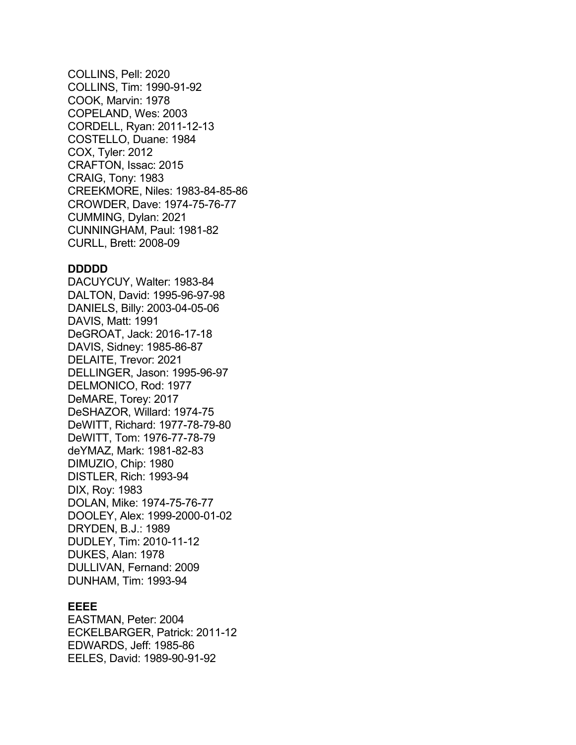COLLINS, Pell: 2020
COLLINS, Tim: 1990-91-92
COOK, Marvin: 1978
COPELAND, Wes: 2003
CORDELL, Ryan: 2011-12-13
COSTELLO, Duane: 1984
COX, Tyler: 2012
CRAFTON, Issac: 2015
CRAIG, Tony: 1983
CREEKMORE, Niles: 1983-84-85-86
CROWDER, Dave: 1974-75-76-77
CUMMING, Dylan: 2021
CUNNINGHAM, Paul: 1981-82
CURLL, Brett: 2008-09

**DDDDD**

DACUYCUY, Walter: 1983-84
DALTON, David: 1995-96-97-98
DANIELS, Billy: 2003-04-05-06
DAVIS, Matt: 1991
DeGROAT, Jack: 2016-17-18
DAVIS, Sidney: 1985-86-87
DELAITE, Trevor: 2021
DELLINGER, Jason: 1995-96-97
DELMONICO, Rod: 1977
DeMARE, Torey: 2017
DeSHAZOR, Willard: 1974-75
DeWITT, Richard: 1977-78-79-80
DeWITT, Tom: 1976-77-78-79
deYMAZ, Mark: 1981-82-83
DIMUZIO, Chip: 1980
DISTLER, Rich: 1993-94
DIX, Roy: 1983
DOLAN, Mike: 1974-75-76-77
DOOLEY, Alex: 1999-2000-01-02
DRYDEN, B.J.: 1989
DUDLEY, Tim: 2010-11-12
DUKES, Alan: 1978
DULLIVAN, Fernand: 2009
DUNHAM, Tim: 1993-94

**EEEE**

EASTMAN, Peter: 2004
ECKELBARGER, Patrick: 2011-12
EDWARDS, Jeff: 1985-86
EELES, David: 1989-90-91-92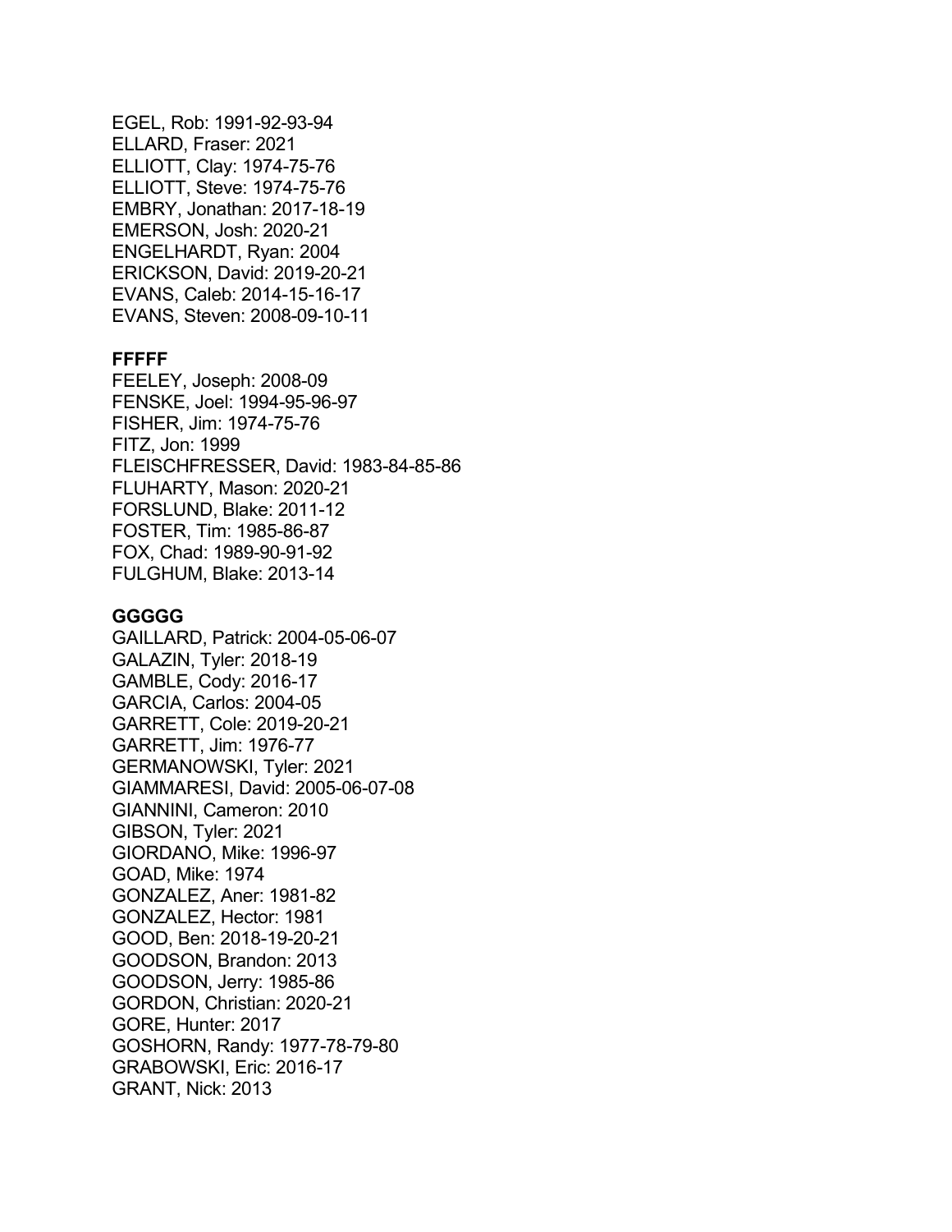EGEL, Rob: 1991-92-93-94
ELLARD, Fraser: 2021
ELLIOTT, Clay: 1974-75-76
ELLIOTT, Steve: 1974-75-76
EMBRY, Jonathan: 2017-18-19
EMERSON, Josh: 2020-21
ENGELHARDT, Ryan: 2004
ERICKSON, David: 2019-20-21
EVANS, Caleb: 2014-15-16-17
EVANS, Steven: 2008-09-10-11

**FFFFF**

FEELEY, Joseph: 2008-09
FENSKE, Joel: 1994-95-96-97
FISHER, Jim: 1974-75-76
FITZ, Jon: 1999
FLEISCHFRESSER, David: 1983-84-85-86
FLUHARTY, Mason: 2020-21
FORSLUND, Blake: 2011-12
FOSTER, Tim: 1985-86-87
FOX, Chad: 1989-90-91-92
FULGHUM, Blake: 2013-14

**GGGGG**

GAILLARD, Patrick: 2004-05-06-07
GALAZIN, Tyler: 2018-19
GAMBLE, Cody: 2016-17
GARCIA, Carlos: 2004-05
GARRETT, Cole: 2019-20-21
GARRETT, Jim: 1976-77
GERMANOWSKI, Tyler: 2021
GIAMMARESI, David: 2005-06-07-08
GIANNINI, Cameron: 2010
GIBSON, Tyler: 2021
GIORDANO, Mike: 1996-97
GOAD, Mike: 1974
GONZALEZ, Aner: 1981-82
GONZALEZ, Hector: 1981
GOOD, Ben: 2018-19-20-21
GOODSON, Brandon: 2013
GOODSON, Jerry: 1985-86
GORDON, Christian: 2020-21
GORE, Hunter: 2017
GOSHORN, Randy: 1977-78-79-80
GRABOWSKI, Eric: 2016-17
GRANT, Nick: 2013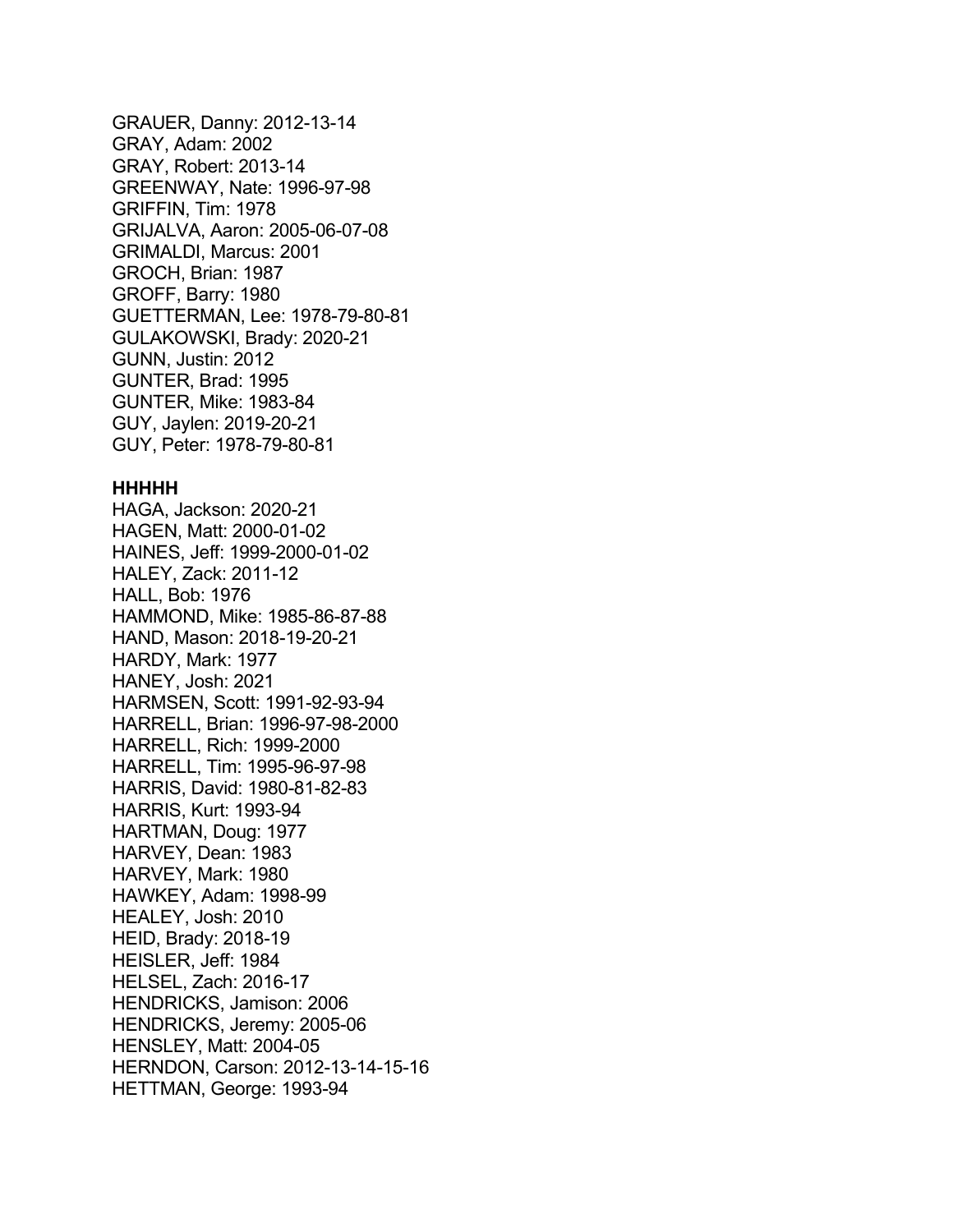GRAUER, Danny: 2012-13-14
GRAY, Adam: 2002
GRAY, Robert: 2013-14
GREENWAY, Nate: 1996-97-98
GRIFFIN, Tim: 1978
GRIJALVA, Aaron: 2005-06-07-08
GRIMALDI, Marcus: 2001
GROCH, Brian: 1987
GROFF, Barry: 1980
GUETTERMAN, Lee: 1978-79-80-81
GULAKOWSKI, Brady: 2020-21
GUNN, Justin: 2012
GUNTER, Brad: 1995
GUNTER, Mike: 1983-84
GUY, Jaylen: 2019-20-21
GUY, Peter: 1978-79-80-81

**HHHHH**

HAGA, Jackson: 2020-21
HAGEN, Matt: 2000-01-02
HAINES, Jeff: 1999-2000-01-02
HALEY, Zack: 2011-12
HALL, Bob: 1976
HAMMOND, Mike: 1985-86-87-88
HAND, Mason: 2018-19-20-21
HARDY, Mark: 1977
HANEY, Josh: 2021
HARMSEN, Scott: 1991-92-93-94
HARRELL, Brian: 1996-97-98-2000
HARRELL, Rich: 1999-2000
HARRELL, Tim: 1995-96-97-98
HARRIS, David: 1980-81-82-83
HARRIS, Kurt: 1993-94
HARTMAN, Doug: 1977
HARVEY, Dean: 1983
HARVEY, Mark: 1980
HAWKEY, Adam: 1998-99
HEALEY, Josh: 2010
HEID, Brady: 2018-19
HEISLER, Jeff: 1984
HELSEL, Zach: 2016-17
HENDRICKS, Jamison: 2006
HENDRICKS, Jeremy: 2005-06
HENSLEY, Matt: 2004-05
HERNDON, Carson: 2012-13-14-15-16
HETTMAN, George: 1993-94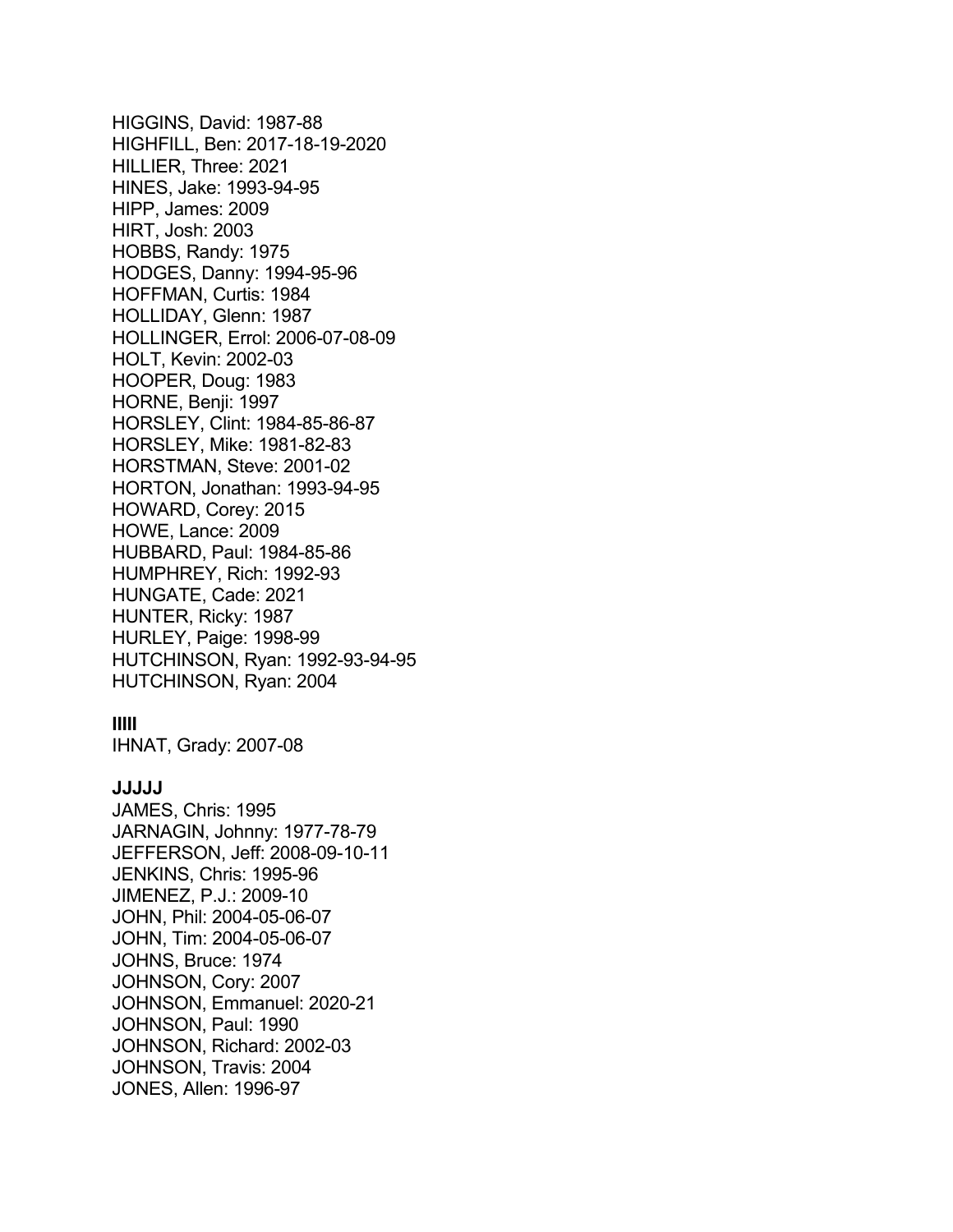HIGGINS, David: 1987-88
HIGHFILL, Ben: 2017-18-19-2020
HILLIER, Three: 2021
HINES, Jake: 1993-94-95
HIPP, James: 2009
HIRT, Josh: 2003
HOBBS, Randy: 1975
HODGES, Danny: 1994-95-96
HOFFMAN, Curtis: 1984
HOLLIDAY, Glenn: 1987
HOLLINGER, Errol: 2006-07-08-09
HOLT, Kevin: 2002-03
HOOPER, Doug: 1983
HORNE, Benji: 1997
HORSLEY, Clint: 1984-85-86-87
HORSLEY, Mike: 1981-82-83
HORSTMAN, Steve: 2001-02
HORTON, Jonathan: 1993-94-95
HOWARD, Corey: 2015
HOWE, Lance: 2009
HUBBARD, Paul: 1984-85-86
HUMPHREY, Rich: 1992-93
HUNGATE, Cade: 2021
HUNTER, Ricky: 1987
HURLEY, Paige: 1998-99
HUTCHINSON, Ryan: 1992-93-94-95
HUTCHINSON, Ryan: 2004

**IIIII**

IHNAT, Grady: 2007-08

**JJJJJ**

JAMES, Chris: 1995
JARNAGIN, Johnny: 1977-78-79
JEFFERSON, Jeff: 2008-09-10-11
JENKINS, Chris: 1995-96
JIMENEZ, P.J.: 2009-10
JOHN, Phil: 2004-05-06-07
JOHN, Tim: 2004-05-06-07
JOHNS, Bruce: 1974
JOHNSON, Cory: 2007
JOHNSON, Emmanuel: 2020-21
JOHNSON, Paul: 1990
JOHNSON, Richard: 2002-03
JOHNSON, Travis: 2004
JONES, Allen: 1996-97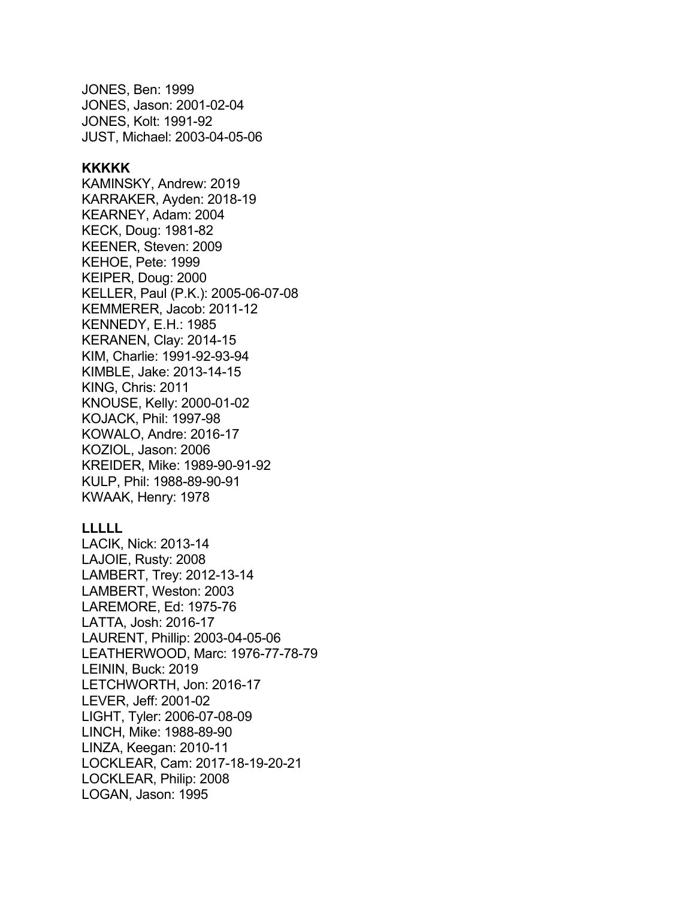JONES, Ben: 1999
JONES, Jason: 2001-02-04
JONES, Kolt: 1991-92
JUST, Michael: 2003-04-05-06

**KKKKK**
KAMINSKY, Andrew: 2019
KARRAKER, Ayden: 2018-19
KEARNEY, Adam: 2004
KECK, Doug: 1981-82
KEENER, Steven: 2009
KEHOE, Pete: 1999
KEIPER, Doug: 2000
KELLER, Paul (P.K.): 2005-06-07-08
KEMMERER, Jacob: 2011-12
KENNEDY, E.H.: 1985
KERANEN, Clay: 2014-15
KIM, Charlie: 1991-92-93-94
KIMBLE, Jake: 2013-14-15
KING, Chris: 2011
KNOUSE, Kelly: 2000-01-02
KOJACK, Phil: 1997-98
KOWALO, Andre: 2016-17
KOZIOL, Jason: 2006
KREIDER, Mike: 1989-90-91-92
KULP, Phil: 1988-89-90-91
KWAAK, Henry: 1978

**LLLLL**
LACIK, Nick: 2013-14
LAJOIE, Rusty: 2008
LAMBERT, Trey: 2012-13-14
LAMBERT, Weston: 2003
LAREMORE, Ed: 1975-76
LATTA, Josh: 2016-17
LAURENT, Phillip: 2003-04-05-06
LEATHERWOOD, Marc: 1976-77-78-79
LEININ, Buck: 2019
LETCHWORTH, Jon: 2016-17
LEVER, Jeff: 2001-02
LIGHT, Tyler: 2006-07-08-09
LINCH, Mike: 1988-89-90
LINZA, Keegan: 2010-11
LOCKLEAR, Cam: 2017-18-19-20-21
LOCKLEAR, Philip: 2008
LOGAN, Jason: 1995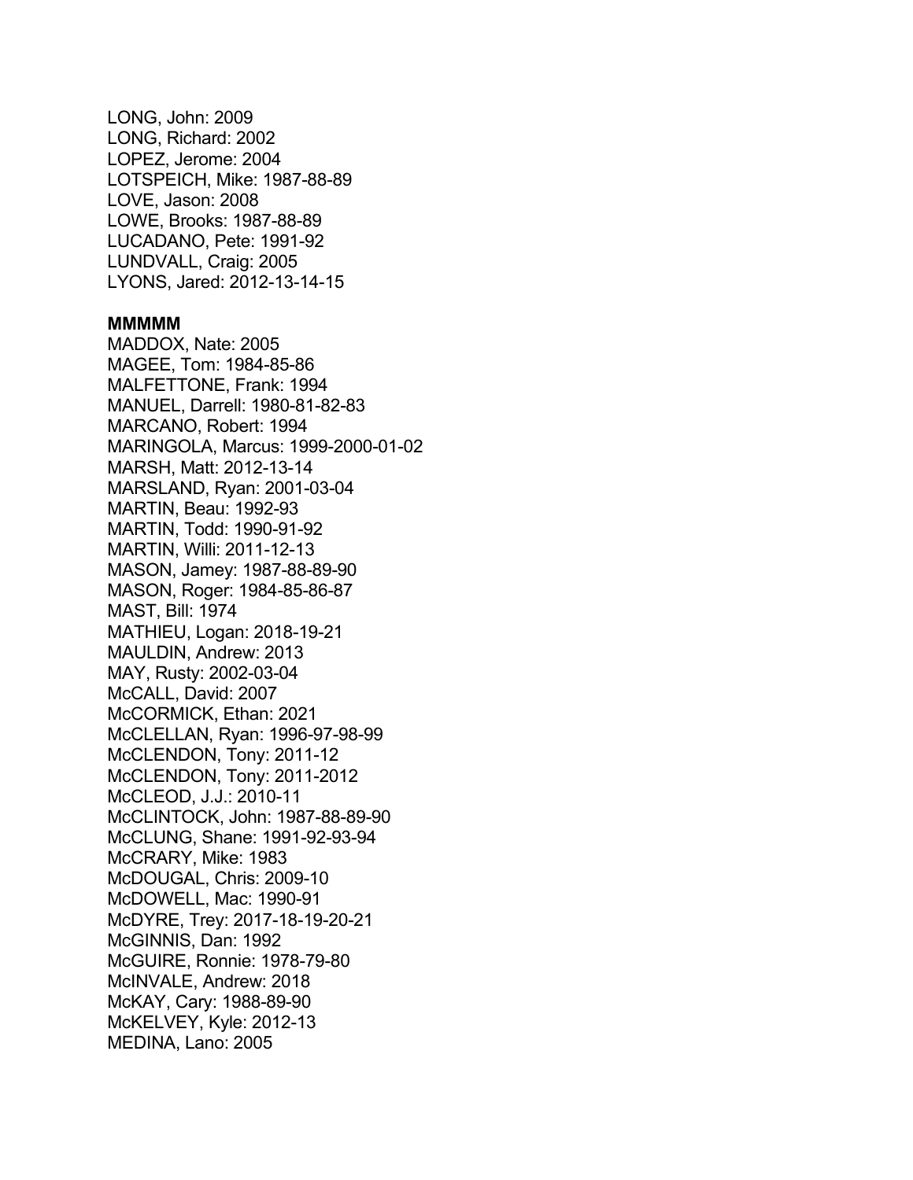LONG, John: 2009
LONG, Richard: 2002
LOPEZ, Jerome: 2004
LOTSPEICH, Mike: 1987-88-89
LOVE, Jason: 2008
LOWE, Brooks: 1987-88-89
LUCADANO, Pete: 1991-92
LUNDVALL, Craig: 2005
LYONS, Jared: 2012-13-14-15

**MMMMM**

MADDOX, Nate: 2005
MAGEE, Tom: 1984-85-86
MALFETTONE, Frank: 1994
MANUEL, Darrell: 1980-81-82-83
MARCANO, Robert: 1994
MARINGOLA, Marcus: 1999-2000-01-02
MARSH, Matt: 2012-13-14
MARSLAND, Ryan: 2001-03-04
MARTIN, Beau: 1992-93
MARTIN, Todd: 1990-91-92
MARTIN, Willi: 2011-12-13
MASON, Jamey: 1987-88-89-90
MASON, Roger: 1984-85-86-87
MAST, Bill: 1974
MATHIEU, Logan: 2018-19-21
MAULDIN, Andrew: 2013
MAY, Rusty: 2002-03-04
McCALL, David: 2007
McCORMICK, Ethan: 2021
McCLELLAN, Ryan: 1996-97-98-99
McCLENDON, Tony: 2011-12
McCLENDON, Tony: 2011-2012
McCLEOD, J.J.: 2010-11
McCLINTOCK, John: 1987-88-89-90
McCLUNG, Shane: 1991-92-93-94
McCRARY, Mike: 1983
McDOUGAL, Chris: 2009-10
McDOWELL, Mac: 1990-91
McDYRE, Trey: 2017-18-19-20-21
McGINNIS, Dan: 1992
McGUIRE, Ronnie: 1978-79-80
McINVALE, Andrew: 2018
McKAY, Cary: 1988-89-90
McKELVEY, Kyle: 2012-13
MEDINA, Lano: 2005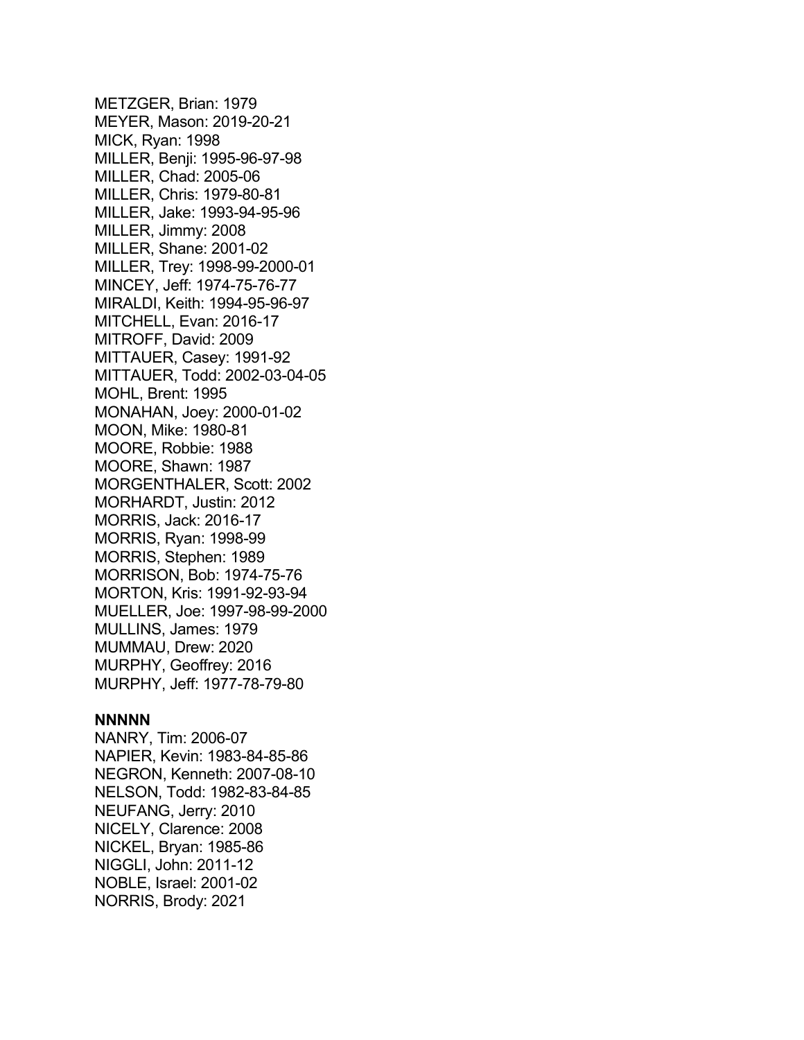METZGER, Brian: 1979
MEYER, Mason: 2019-20-21
MICK, Ryan: 1998
MILLER, Benji: 1995-96-97-98
MILLER, Chad: 2005-06
MILLER, Chris: 1979-80-81
MILLER, Jake: 1993-94-95-96
MILLER, Jimmy: 2008
MILLER, Shane: 2001-02
MILLER, Trey: 1998-99-2000-01
MINCEY, Jeff: 1974-75-76-77
MIRALDI, Keith: 1994-95-96-97
MITCHELL, Evan: 2016-17
MITROFF, David: 2009
MITTAUER, Casey: 1991-92
MITTAUER, Todd: 2002-03-04-05
MOHL, Brent: 1995
MONAHAN, Joey: 2000-01-02
MOON, Mike: 1980-81
MOORE, Robbie: 1988
MOORE, Shawn: 1987
MORGENTHALER, Scott: 2002
MORHARDT, Justin: 2012
MORRIS, Jack: 2016-17
MORRIS, Ryan: 1998-99
MORRIS, Stephen: 1989
MORRISON, Bob: 1974-75-76
MORTON, Kris: 1991-92-93-94
MUELLER, Joe: 1997-98-99-2000
MULLINS, James: 1979
MUMMAU, Drew: 2020
MURPHY, Geoffrey: 2016
MURPHY, Jeff: 1977-78-79-80

**NNNNN**

NANRY, Tim: 2006-07
NAPIER, Kevin: 1983-84-85-86
NEGRON, Kenneth: 2007-08-10
NELSON, Todd: 1982-83-84-85
NEUFANG, Jerry: 2010
NICELY, Clarence: 2008
NICKEL, Bryan: 1985-86
NIGGLI, John: 2011-12
NOBLE, Israel: 2001-02
NORRIS, Brody: 2021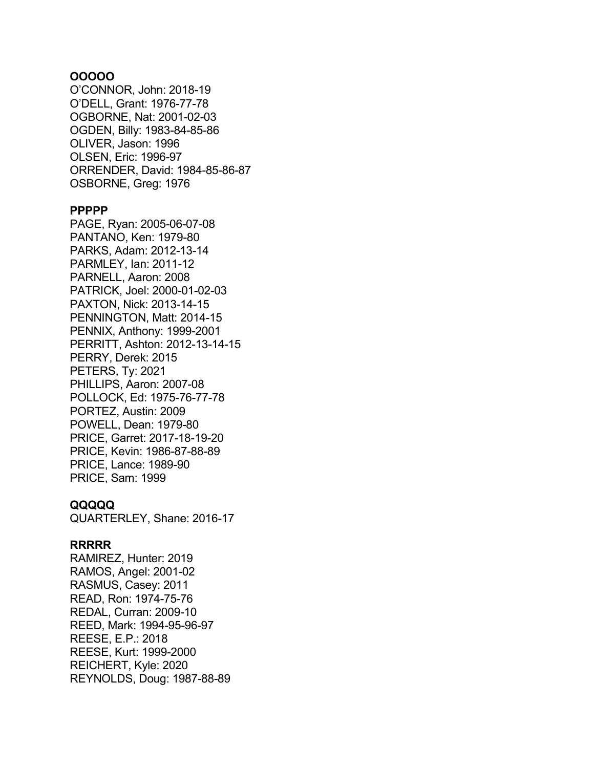**OOOOO**
O'CONNOR, John: 2018-19
O'DELL, Grant: 1976-77-78
OGBORNE, Nat: 2001-02-03
OGDEN, Billy: 1983-84-85-86
OLIVER, Jason: 1996
OLSEN, Eric: 1996-97
ORRENDER, David: 1984-85-86-87
OSBORNE, Greg: 1976

**PPPPP**
PAGE, Ryan: 2005-06-07-08
PANTANO, Ken: 1979-80
PARKS, Adam: 2012-13-14
PARMLEY, Ian: 2011-12
PARNELL, Aaron: 2008
PATRICK, Joel: 2000-01-02-03
PAXTON, Nick: 2013-14-15
PENNINGTON, Matt: 2014-15
PENNIX, Anthony: 1999-2001
PERRITT, Ashton: 2012-13-14-15
PERRY, Derek: 2015
PETERS, Ty: 2021
PHILLIPS, Aaron: 2007-08
POLLOCK, Ed: 1975-76-77-78
PORTEZ, Austin: 2009
POWELL, Dean: 1979-80
PRICE, Garret: 2017-18-19-20
PRICE, Kevin: 1986-87-88-89
PRICE, Lance: 1989-90
PRICE, Sam: 1999

**QQQQQ**
QUARTERLEY, Shane: 2016-17

**RRRRR**
RAMIREZ, Hunter: 2019
RAMOS, Angel: 2001-02
RASMUS, Casey: 2011
READ, Ron: 1974-75-76
REDAL, Curran: 2009-10
REED, Mark: 1994-95-96-97
REESE, E.P.: 2018
REESE, Kurt: 1999-2000
REICHERT, Kyle: 2020
REYNOLDS, Doug: 1987-88-89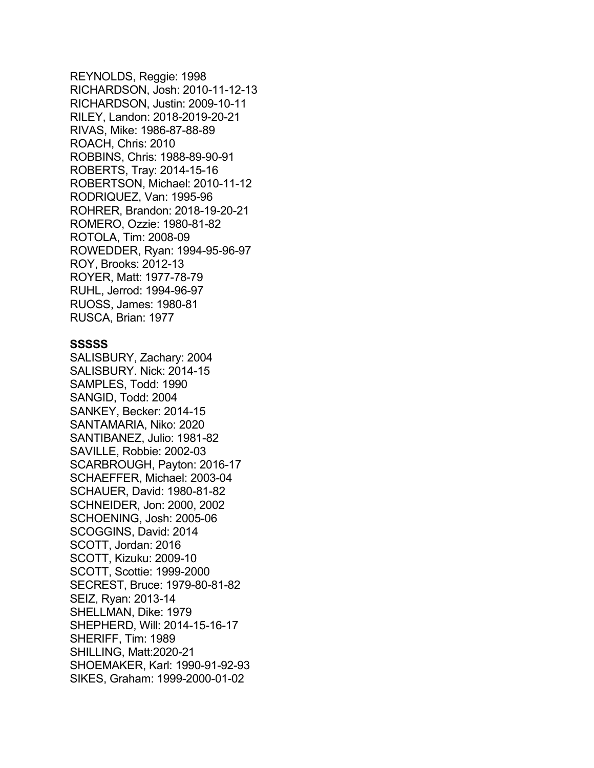REYNOLDS, Reggie: 1998
RICHARDSON, Josh: 2010-11-12-13
RICHARDSON, Justin: 2009-10-11
RILEY, Landon: 2018-2019-20-21
RIVAS, Mike: 1986-87-88-89
ROACH, Chris: 2010
ROBBINS, Chris: 1988-89-90-91
ROBERTS, Tray: 2014-15-16
ROBERTSON, Michael: 2010-11-12
RODRIQUEZ, Van: 1995-96
ROHRER, Brandon: 2018-19-20-21
ROMERO, Ozzie: 1980-81-82
ROTOLA, Tim: 2008-09
ROWEDDER, Ryan: 1994-95-96-97
ROY, Brooks: 2012-13
ROYER, Matt: 1977-78-79
RUHL, Jerrod: 1994-96-97
RUOSS, James: 1980-81
RUSCA, Brian: 1977

**SSSSS**

SALISBURY, Zachary: 2004
SALISBURY. Nick: 2014-15
SAMPLES, Todd: 1990
SANGID, Todd: 2004
SANKEY, Becker: 2014-15
SANTAMARIA, Niko: 2020
SANTIBANEZ, Julio: 1981-82
SAVILLE, Robbie: 2002-03
SCARBROUGH, Payton: 2016-17
SCHAEFFER, Michael: 2003-04
SCHAUER, David: 1980-81-82
SCHNEIDER, Jon: 2000, 2002
SCHOENING, Josh: 2005-06
SCOGGINS, David: 2014
SCOTT, Jordan: 2016
SCOTT, Kizuku: 2009-10
SCOTT, Scottie: 1999-2000
SECREST, Bruce: 1979-80-81-82
SEIZ, Ryan: 2013-14
SHELLMAN, Dike: 1979
SHEPHERD, Will: 2014-15-16-17
SHERIFF, Tim: 1989
SHILLING, Matt:2020-21
SHOEMAKER, Karl: 1990-91-92-93
SIKES, Graham: 1999-2000-01-02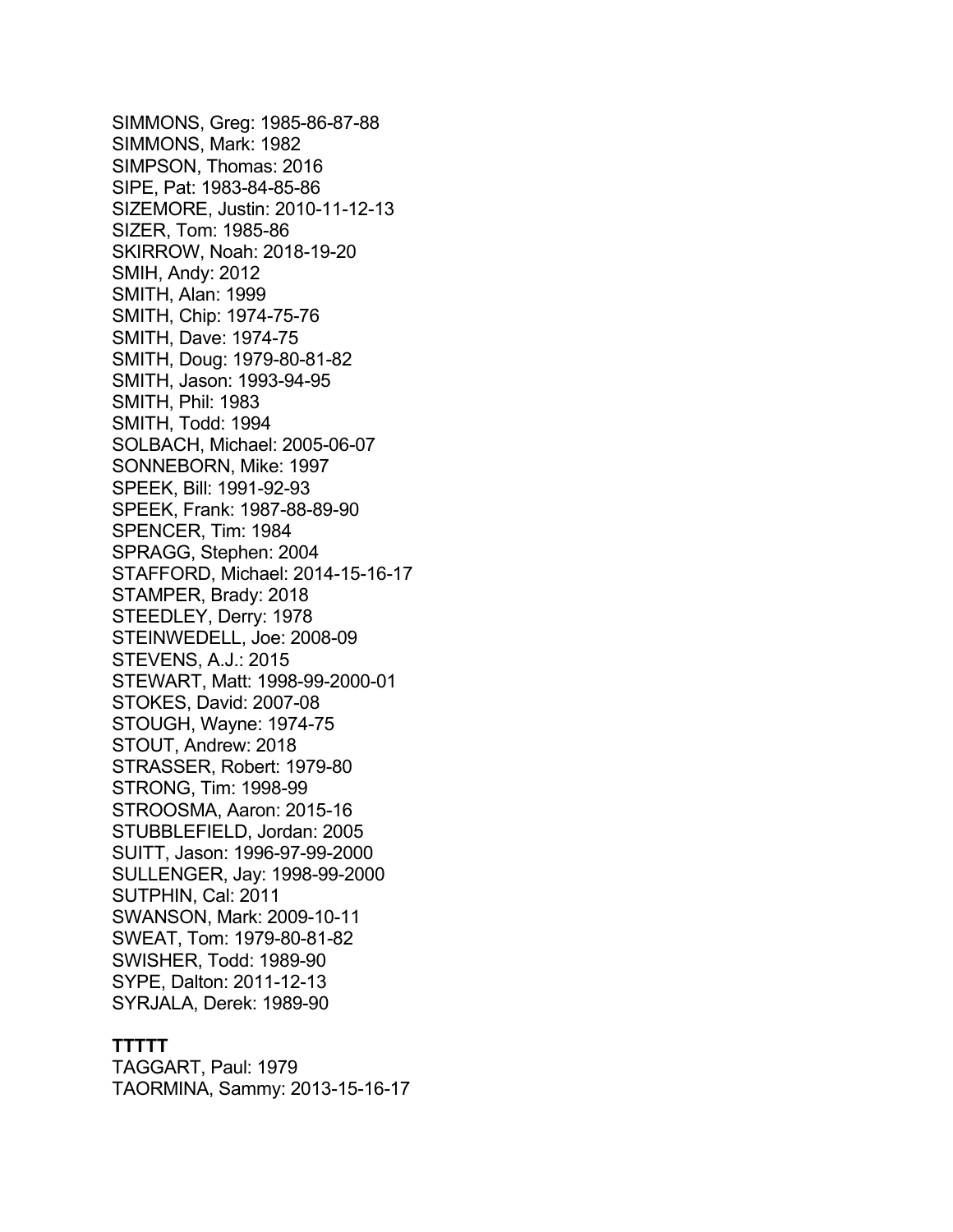SIMMONS, Greg: 1985-86-87-88
SIMMONS, Mark: 1982
SIMPSON, Thomas: 2016
SIPE, Pat: 1983-84-85-86
SIZEMORE, Justin: 2010-11-12-13
SIZER, Tom: 1985-86
SKIRROW, Noah: 2018-19-20
SMIH, Andy: 2012
SMITH, Alan: 1999
SMITH, Chip: 1974-75-76
SMITH, Dave: 1974-75
SMITH, Doug: 1979-80-81-82
SMITH, Jason: 1993-94-95
SMITH, Phil: 1983
SMITH, Todd: 1994
SOLBACH, Michael: 2005-06-07
SONNEBORN, Mike: 1997
SPEEK, Bill: 1991-92-93
SPEEK, Frank: 1987-88-89-90
SPENCER, Tim: 1984
SPRAGG, Stephen: 2004
STAFFORD, Michael: 2014-15-16-17
STAMPER, Brady: 2018
STEEDLEY, Derry: 1978
STEINWEDELL, Joe: 2008-09
STEVENS, A.J.: 2015
STEWART, Matt: 1998-99-2000-01
STOKES, David: 2007-08
STOUGH, Wayne: 1974-75
STOUT, Andrew: 2018
STRASSER, Robert: 1979-80
STRONG, Tim: 1998-99
STROOSMA, Aaron: 2015-16
STUBBLEFIELD, Jordan: 2005
SUITT, Jason: 1996-97-99-2000
SULLENGER, Jay: 1998-99-2000
SUTPHIN, Cal: 2011
SWANSON, Mark: 2009-10-11
SWEAT, Tom: 1979-80-81-82
SWISHER, Todd: 1989-90
SYPE, Dalton: 2011-12-13
SYRJALA, Derek: 1989-90

**TTTTT**

TAGGART, Paul: 1979
TAORMINA, Sammy: 2013-15-16-17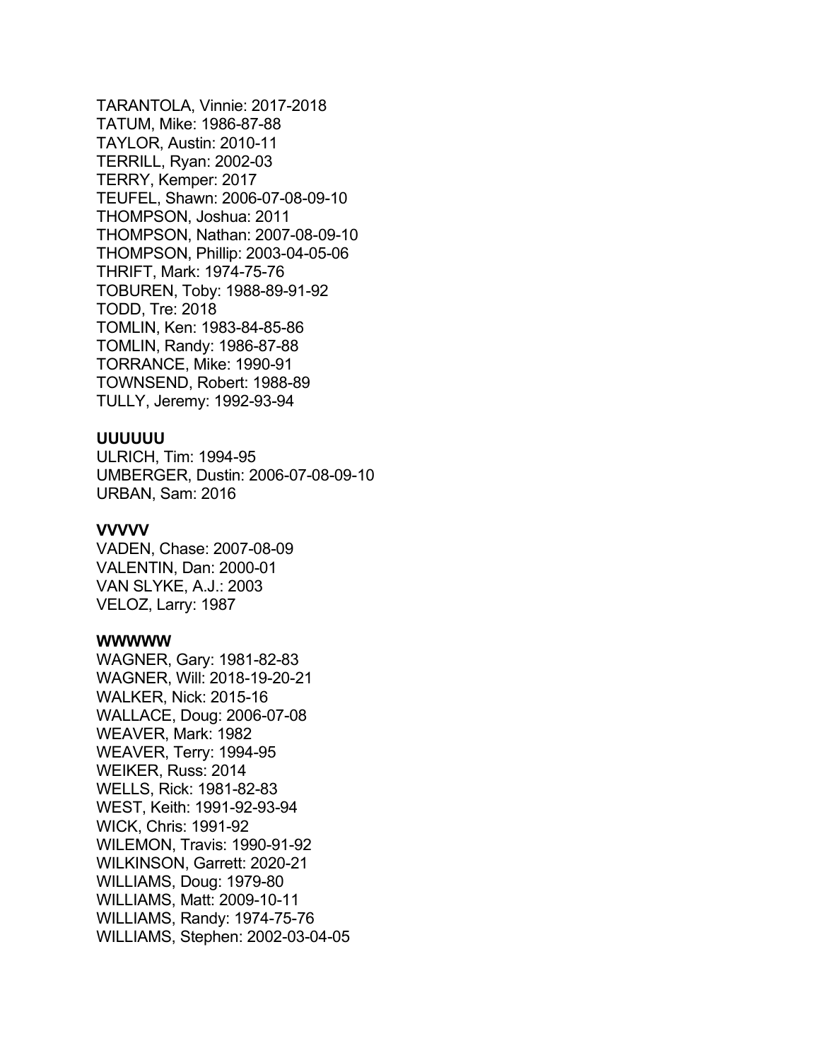TARANTOLA, Vinnie: 2017-2018
TATUM, Mike: 1986-87-88
TAYLOR, Austin: 2010-11
TERRILL, Ryan: 2002-03
TERRY, Kemper: 2017
TEUFEL, Shawn: 2006-07-08-09-10
THOMPSON, Joshua: 2011
THOMPSON, Nathan: 2007-08-09-10
THOMPSON, Phillip: 2003-04-05-06
THRIFT, Mark: 1974-75-76
TOBUREN, Toby: 1988-89-91-92
TODD, Tre: 2018
TOMLIN, Ken: 1983-84-85-86
TOMLIN, Randy: 1986-87-88
TORRANCE, Mike: 1990-91
TOWNSEND, Robert: 1988-89
TULLY, Jeremy: 1992-93-94

**UUUUUU**

ULRICH, Tim: 1994-95
UMBERGER, Dustin: 2006-07-08-09-10
URBAN, Sam: 2016

**VVVVV**

VADEN, Chase: 2007-08-09
VALENTIN, Dan: 2000-01
VAN SLYKE, A.J.: 2003
VELOZ, Larry: 1987

**WWWWW**

WAGNER, Gary: 1981-82-83
WAGNER, Will: 2018-19-20-21
WALKER, Nick: 2015-16
WALLACE, Doug: 2006-07-08
WEAVER, Mark: 1982
WEAVER, Terry: 1994-95
WEIKER, Russ: 2014
WELLS, Rick: 1981-82-83
WEST, Keith: 1991-92-93-94
WICK, Chris: 1991-92
WILEMON, Travis: 1990-91-92
WILKINSON, Garrett: 2020-21
WILLIAMS, Doug: 1979-80
WILLIAMS, Matt: 2009-10-11
WILLIAMS, Randy: 1974-75-76
WILLIAMS, Stephen: 2002-03-04-05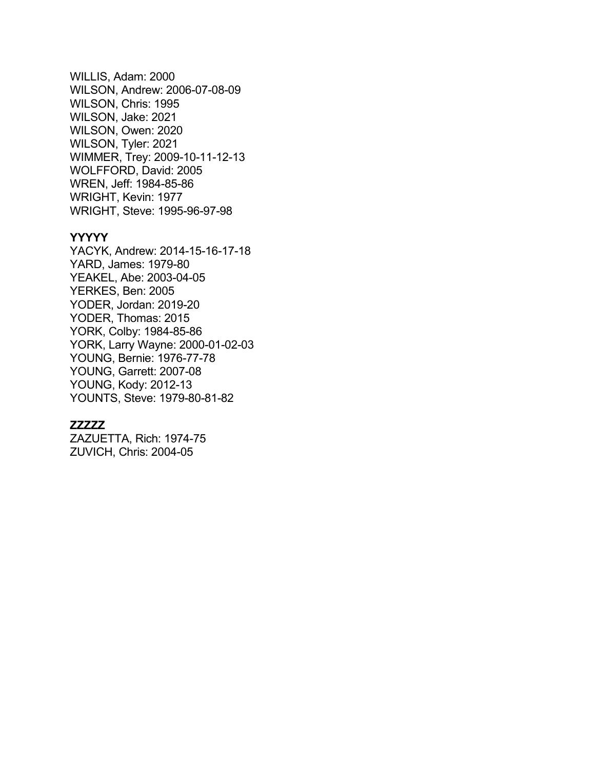WILLIS, Adam: 2000
WILSON, Andrew: 2006-07-08-09
WILSON, Chris: 1995
WILSON, Jake: 2021
WILSON, Owen: 2020
WILSON, Tyler: 2021
WIMMER, Trey: 2009-10-11-12-13
WOLFFORD, David: 2005
WREN, Jeff: 1984-85-86
WRIGHT, Kevin: 1977
WRIGHT, Steve: 1995-96-97-98

**YYYYY**

YACYK, Andrew: 2014-15-16-17-18
YARD, James: 1979-80
YEAKEL, Abe: 2003-04-05
YERKES, Ben: 2005
YODER, Jordan: 2019-20
YODER, Thomas: 2015
YORK, Colby: 1984-85-86
YORK, Larry Wayne: 2000-01-02-03
YOUNG, Bernie: 1976-77-78
YOUNG, Garrett: 2007-08
YOUNG, Kody: 2012-13
YOUNTS, Steve: 1979-80-81-82

**ZZZZZ**

ZAZUETTA, Rich: 1974-75
ZUVICH, Chris: 2004-05